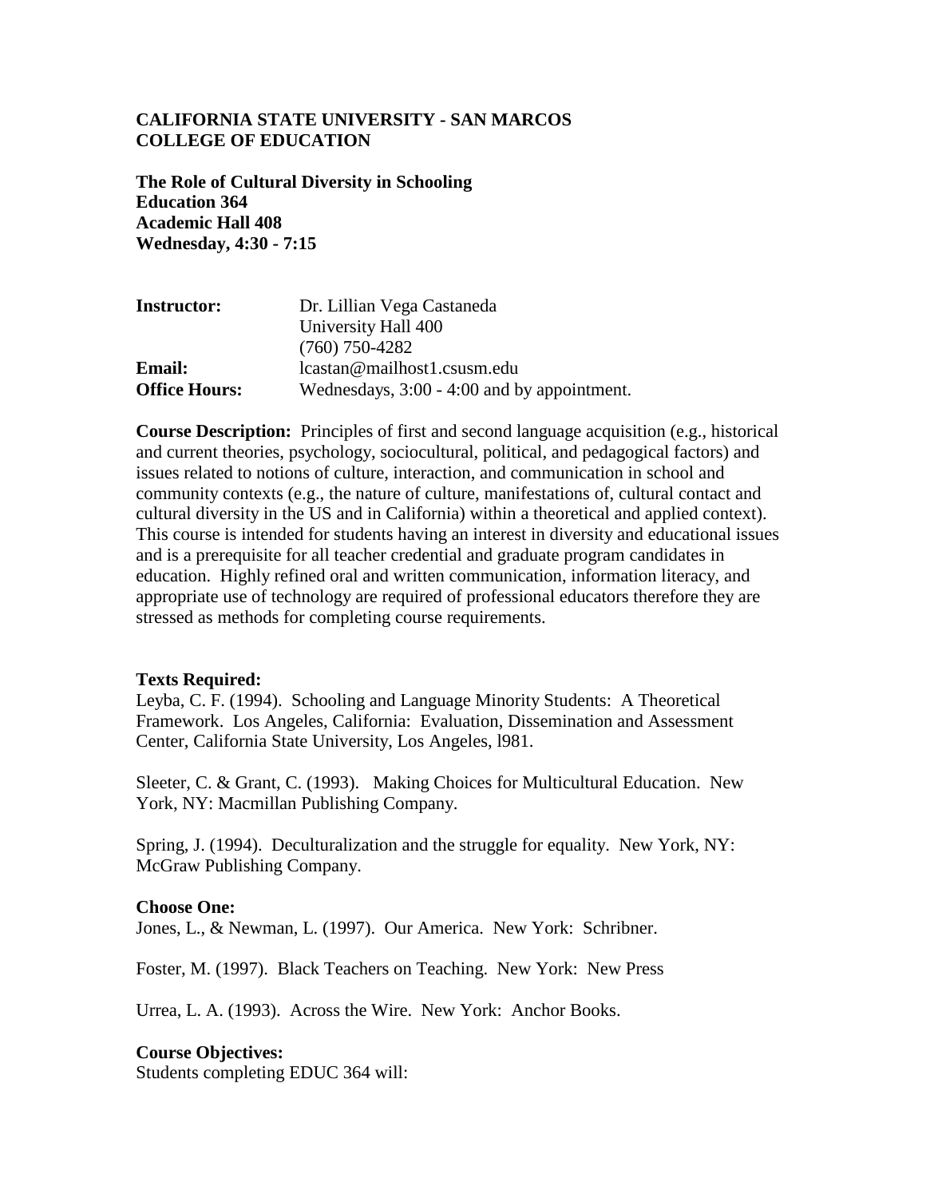**CALIFORNIA STATE UNIVERSITY - SAN MARCOS**
**COLLEGE OF EDUCATION**

**The Role of Cultural Diversity in Schooling**
**Education 364**
**Academic Hall 408**
**Wednesday, 4:30 - 7:15**

| | |
|---|---|
| **Instructor:** | Dr. Lillian Vega Castaneda |
| | University Hall 400 |
| | (760) 750-4282 |
| **Email:** | lcastan@mailhost1.csusm.edu |
| **Office Hours:** | Wednesdays, 3:00 - 4:00 and by appointment. |

**Course Description:** Principles of first and second language acquisition (e.g., historical and current theories, psychology, sociocultural, political, and pedagogical factors) and issues related to notions of culture, interaction, and communication in school and community contexts (e.g., the nature of culture, manifestations of, cultural contact and cultural diversity in the US and in California) within a theoretical and applied context). This course is intended for students having an interest in diversity and educational issues and is a prerequisite for all teacher credential and graduate program candidates in education. Highly refined oral and written communication, information literacy, and appropriate use of technology are required of professional educators therefore they are stressed as methods for completing course requirements.

**Texts Required:**

Leyba, C. F. (1994). Schooling and Language Minority Students: A Theoretical Framework. Los Angeles, California: Evaluation, Dissemination and Assessment Center, California State University, Los Angeles, l981.

Sleeter, C. & Grant, C. (1993). Making Choices for Multicultural Education. New York, NY: Macmillan Publishing Company.

Spring, J. (1994). Deculturalization and the struggle for equality. New York, NY: McGraw Publishing Company.

**Choose One:**

Jones, L., & Newman, L. (1997). Our America. New York: Schribner.

Foster, M. (1997). Black Teachers on Teaching. New York: New Press

Urrea, L. A. (1993). Across the Wire. New York: Anchor Books.

**Course Objectives:**

Students completing EDUC 364 will: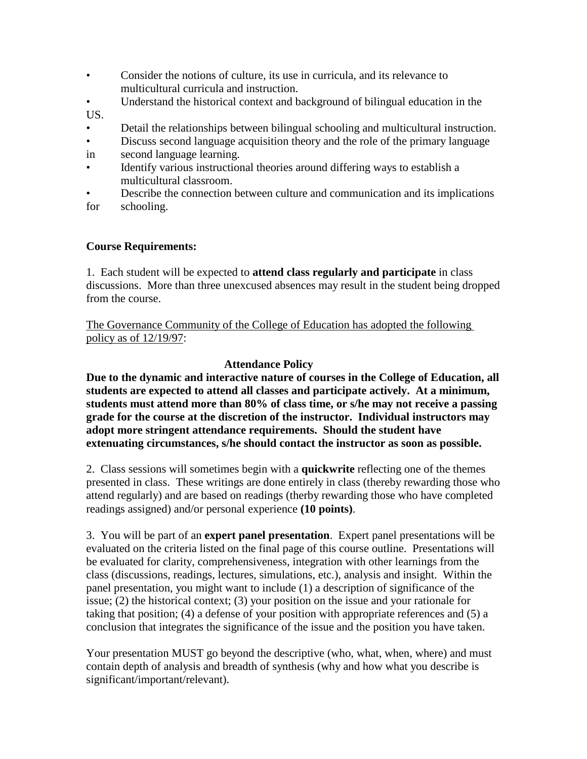- Consider the notions of culture, its use in curricula, and its relevance to multicultural curricula and instruction.
- Understand the historical context and background of bilingual education in the US.
- Detail the relationships between bilingual schooling and multicultural instruction.
- Discuss second language acquisition theory and the role of the primary language in second language learning.
- Identify various instructional theories around differing ways to establish a multicultural classroom.
- Describe the connection between culture and communication and its implications for schooling.

**Course Requirements:**

1. Each student will be expected to **attend class regularly and participate** in class discussions. More than three unexcused absences may result in the student being dropped from the course.

<u>The Governance Community of the College of Education has adopted the following policy as of 12/19/97</u>:

**Attendance Policy**

**Due to the dynamic and interactive nature of courses in the College of Education, all students are expected to attend all classes and participate actively. At a minimum, students must attend more than 80% of class time, or s/he may not receive a passing grade for the course at the discretion of the instructor. Individual instructors may adopt more stringent attendance requirements. Should the student have extenuating circumstances, s/he should contact the instructor as soon as possible.**

2. Class sessions will sometimes begin with a **quickwrite** reflecting one of the themes presented in class. These writings are done entirely in class (thereby rewarding those who attend regularly) and are based on readings (therby rewarding those who have completed readings assigned) and/or personal experience **(10 points)**.

3. You will be part of an **expert panel presentation**. Expert panel presentations will be evaluated on the criteria listed on the final page of this course outline. Presentations will be evaluated for clarity, comprehensiveness, integration with other learnings from the class (discussions, readings, lectures, simulations, etc.), analysis and insight. Within the panel presentation, you might want to include (1) a description of significance of the issue; (2) the historical context; (3) your position on the issue and your rationale for taking that position; (4) a defense of your position with appropriate references and (5) a conclusion that integrates the significance of the issue and the position you have taken.

Your presentation MUST go beyond the descriptive (who, what, when, where) and must contain depth of analysis and breadth of synthesis (why and how what you describe is significant/important/relevant).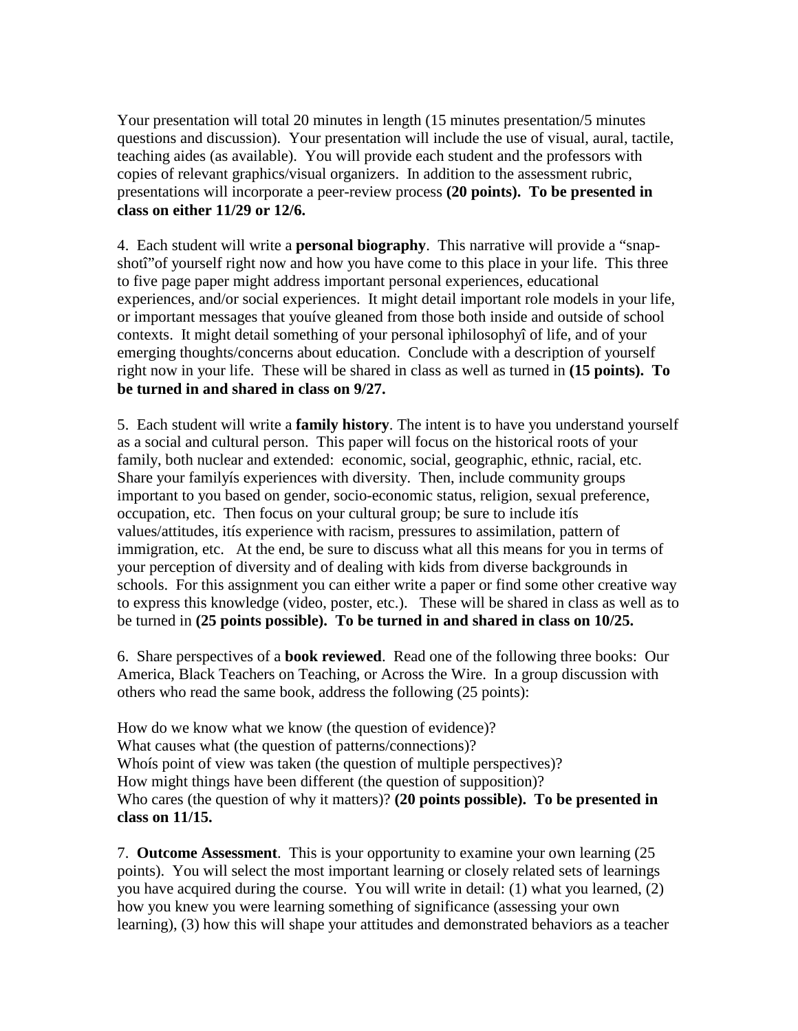Your presentation will total 20 minutes in length (15 minutes presentation/5 minutes questions and discussion). Your presentation will include the use of visual, aural, tactile, teaching aides (as available). You will provide each student and the professors with copies of relevant graphics/visual organizers. In addition to the assessment rubric, presentations will incorporate a peer-review process **(20 points). To be presented in class on either 11/29 or 12/6.**

4. Each student will write a **personal biography**. This narrative will provide a "snap-shotî"of yourself right now and how you have come to this place in your life. This three to five page paper might address important personal experiences, educational experiences, and/or social experiences. It might detail important role models in your life, or important messages that youíve gleaned from those both inside and outside of school contexts. It might detail something of your personal ìphilosophyî of life, and of your emerging thoughts/concerns about education. Conclude with a description of yourself right now in your life. These will be shared in class as well as turned in **(15 points). To be turned in and shared in class on 9/27.**

5. Each student will write a **family history**. The intent is to have you understand yourself as a social and cultural person. This paper will focus on the historical roots of your family, both nuclear and extended: economic, social, geographic, ethnic, racial, etc. Share your familyís experiences with diversity. Then, include community groups important to you based on gender, socio-economic status, religion, sexual preference, occupation, etc. Then focus on your cultural group; be sure to include itís values/attitudes, itís experience with racism, pressures to assimilation, pattern of immigration, etc. At the end, be sure to discuss what all this means for you in terms of your perception of diversity and of dealing with kids from diverse backgrounds in schools. For this assignment you can either write a paper or find some other creative way to express this knowledge (video, poster, etc.). These will be shared in class as well as to be turned in **(25 points possible). To be turned in and shared in class on 10/25.**

6. Share perspectives of a **book reviewed**. Read one of the following three books: Our America, Black Teachers on Teaching, or Across the Wire. In a group discussion with others who read the same book, address the following (25 points):

How do we know what we know (the question of evidence)?
What causes what (the question of patterns/connections)?
Whoís point of view was taken (the question of multiple perspectives)?
How might things have been different (the question of supposition)?
Who cares (the question of why it matters)? **(20 points possible). To be presented in class on 11/15.**

7. **Outcome Assessment**. This is your opportunity to examine your own learning (25 points). You will select the most important learning or closely related sets of learnings you have acquired during the course. You will write in detail: (1) what you learned, (2) how you knew you were learning something of significance (assessing your own learning), (3) how this will shape your attitudes and demonstrated behaviors as a teacher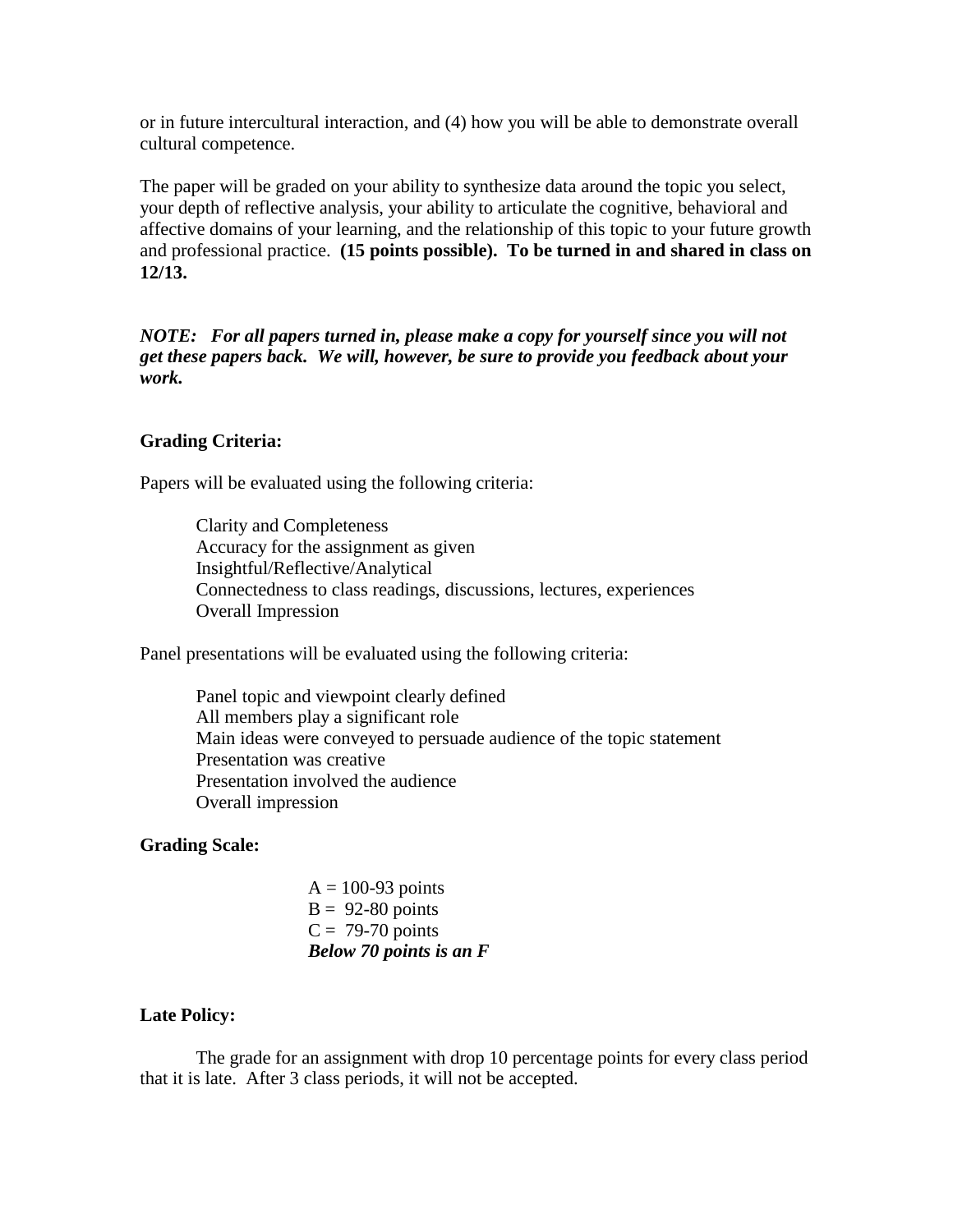or in future intercultural interaction, and (4) how you will be able to demonstrate overall cultural competence.

The paper will be graded on your ability to synthesize data around the topic you select, your depth of reflective analysis, your ability to articulate the cognitive, behavioral and affective domains of your learning, and the relationship of this topic to your future growth and professional practice. **(15 points possible). To be turned in and shared in class on 12/13.**

***NOTE: For all papers turned in, please make a copy for yourself since you will not get these papers back. We will, however, be sure to provide you feedback about your work.***

**Grading Criteria:**

Papers will be evaluated using the following criteria:

Clarity and Completeness
Accuracy for the assignment as given
Insightful/Reflective/Analytical
Connectedness to class readings, discussions, lectures, experiences
Overall Impression

Panel presentations will be evaluated using the following criteria:

Panel topic and viewpoint clearly defined
All members play a significant role
Main ideas were conveyed to persuade audience of the topic statement
Presentation was creative
Presentation involved the audience
Overall impression

**Grading Scale:**

A = 100-93 points
B = 92-80 points
C = 79-70 points
***Below 70 points is an F***

**Late Policy:**

The grade for an assignment with drop 10 percentage points for every class period that it is late. After 3 class periods, it will not be accepted.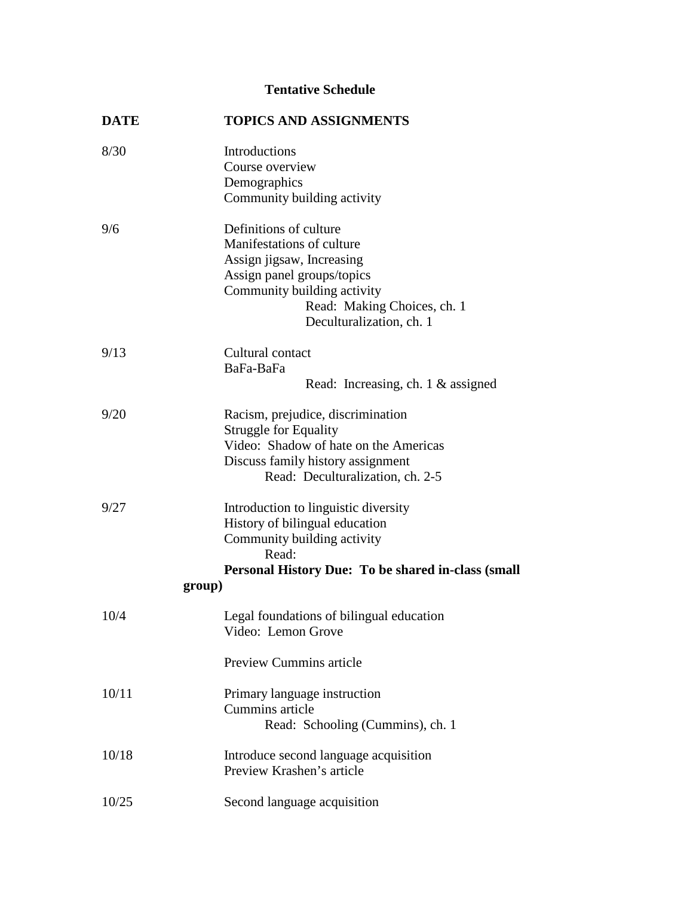**Tentative Schedule**

| DATE | TOPICS AND ASSIGNMENTS |
|---|---|
| 8/30 | Introductions<br>Course overview<br>Demographics<br>Community building activity |
| 9/6 | Definitions of culture<br>Manifestations of culture<br>Assign jigsaw, Increasing<br>Assign panel groups/topics<br>Community building activity<br>Read: Making Choices, ch. 1<br>Deculturalization, ch. 1 |
| 9/13 | Cultural contact<br>BaFa-BaFa<br>Read: Increasing, ch. 1 & assigned |
| 9/20 | Racism, prejudice, discrimination<br>Struggle for Equality<br>Video: Shadow of hate on the Americas<br>Discuss family history assignment<br>Read: Deculturalization, ch. 2-5 |
| 9/27 | Introduction to linguistic diversity<br>History of bilingual education<br>Community building activity<br>Read:<br>**Personal History Due: To be shared in-class (small group)** |
| 10/4 | Legal foundations of bilingual education<br>Video: Lemon Grove<br><br>Preview Cummins article |
| 10/11 | Primary language instruction<br>Cummins article<br>Read: Schooling (Cummins), ch. 1 |
| 10/18 | Introduce second language acquisition<br>Preview Krashen's article |
| 10/25 | Second language acquisition |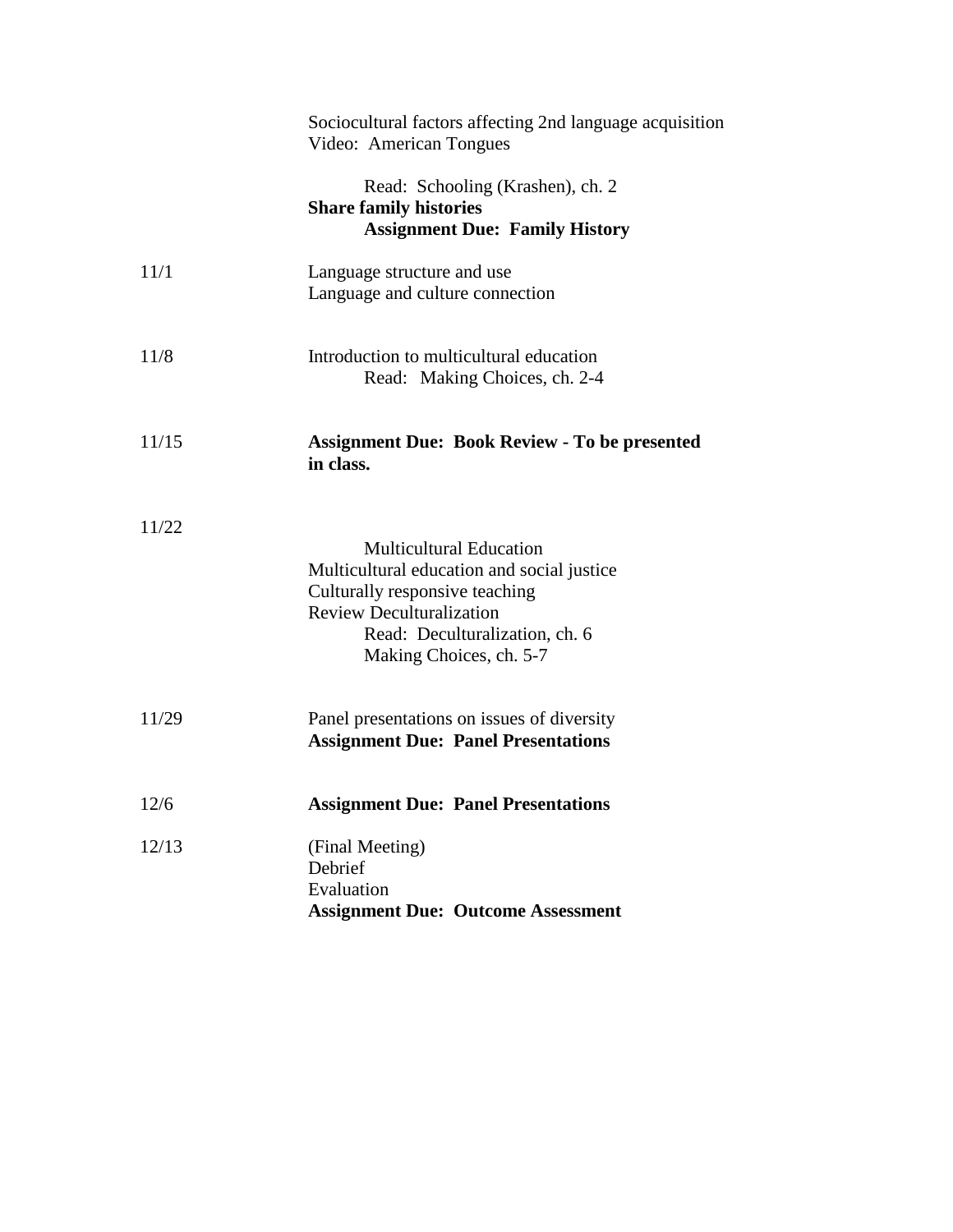| | |
|---|---|
| | Sociocultural factors affecting 2nd language acquisition<br>Video: American Tongues<br><br>Read: Schooling (Krashen), ch. 2<br>**Share family histories**<br>**Assignment Due: Family History** |
| 11/1 | Language structure and use<br>Language and culture connection |
| 11/8 | Introduction to multicultural education<br>Read: Making Choices, ch. 2-4 |
| 11/15 | **Assignment Due: Book Review - To be presented in class.** |
| 11/22 | Multicultural Education<br>Multicultural education and social justice<br>Culturally responsive teaching<br>Review Deculturalization<br>Read: Deculturalization, ch. 6<br>Making Choices, ch. 5-7 |
| 11/29 | Panel presentations on issues of diversity<br>**Assignment Due: Panel Presentations** |
| 12/6 | **Assignment Due: Panel Presentations** |
| 12/13 | (Final Meeting)<br>Debrief<br>Evaluation<br>**Assignment Due: Outcome Assessment** |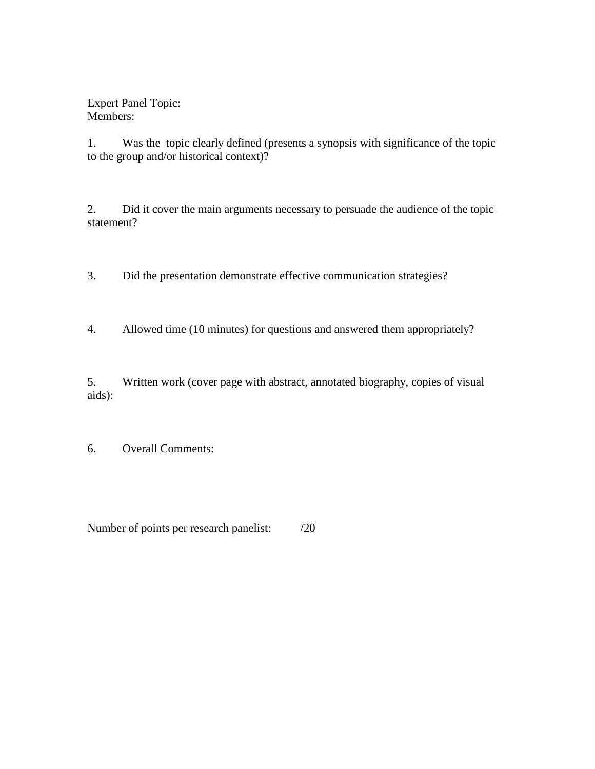Expert Panel Topic:
Members:

1. Was the topic clearly defined (presents a synopsis with significance of the topic to the group and/or historical context)?

2. Did it cover the main arguments necessary to persuade the audience of the topic statement?

3. Did the presentation demonstrate effective communication strategies?

4. Allowed time (10 minutes) for questions and answered them appropriately?

5. Written work (cover page with abstract, annotated biography, copies of visual aids):

6. Overall Comments:

Number of points per research panelist: /20